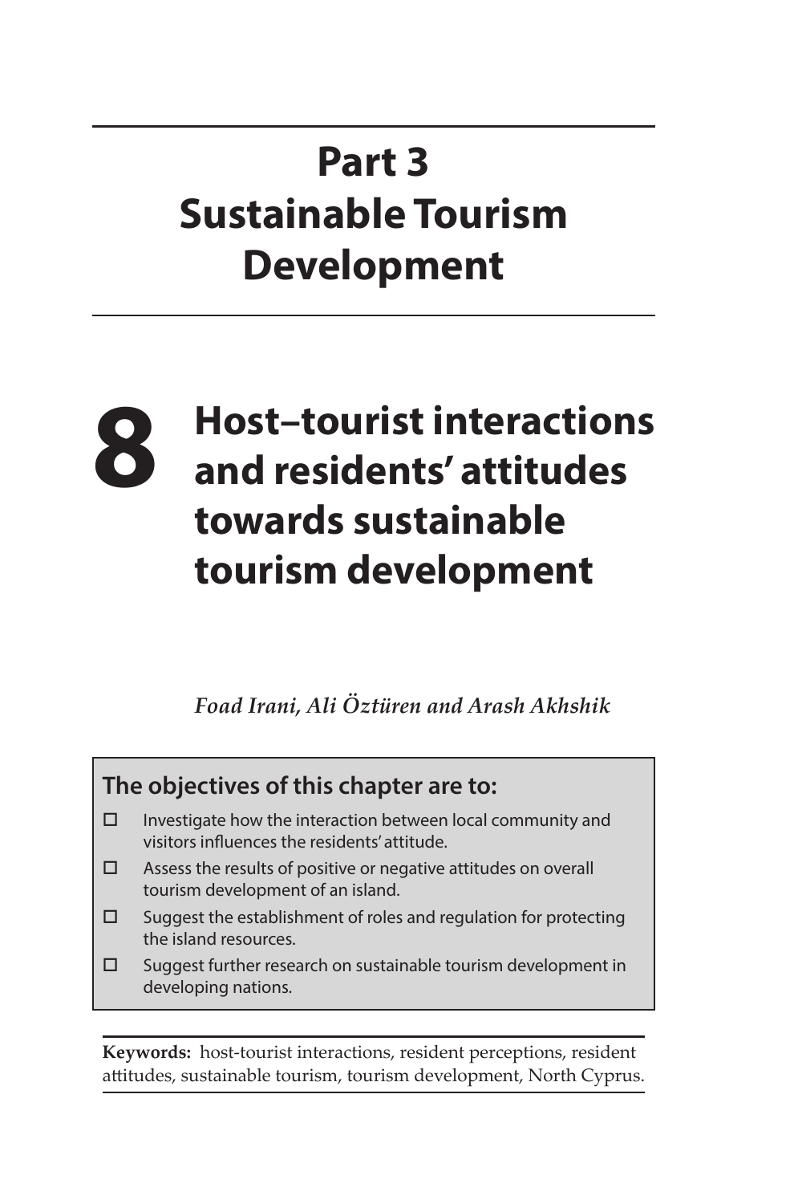# Part 3 Sustainable Tourism Development

## 8 Host–tourist interactions and residents' attitudes towards sustainable tourism development

*Foad Irani, Ali Öztüren and Arash Akhshik*

**The objectives of this chapter are to:**

- ☐ Investigate how the interaction between local community and visitors influences the residents' attitude.
- ☐ Assess the results of positive or negative attitudes on overall tourism development of an island.
- ☐ Suggest the establishment of roles and regulation for protecting the island resources.
- ☐ Suggest further research on sustainable tourism development in developing nations.

**Keywords:** host-tourist interactions, resident perceptions, resident attitudes, sustainable tourism, tourism development, North Cyprus.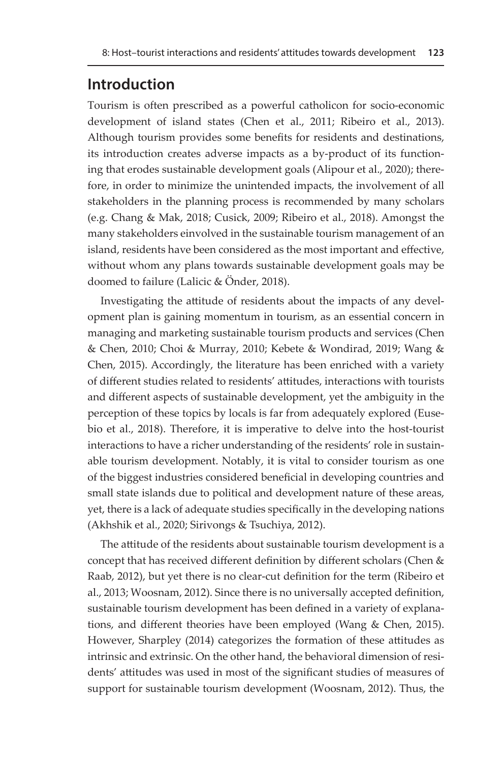## Introduction

Tourism is often prescribed as a powerful catholicon for socio-economic development of island states (Chen et al., 2011; Ribeiro et al., 2013). Although tourism provides some benefits for residents and destinations, its introduction creates adverse impacts as a by-product of its functioning that erodes sustainable development goals (Alipour et al., 2020); therefore, in order to minimize the unintended impacts, the involvement of all stakeholders in the planning process is recommended by many scholars (e.g. Chang & Mak, 2018; Cusick, 2009; Ribeiro et al., 2018). Amongst the many stakeholders einvolved in the sustainable tourism management of an island, residents have been considered as the most important and effective, without whom any plans towards sustainable development goals may be doomed to failure (Lalicic & Önder, 2018).

Investigating the attitude of residents about the impacts of any development plan is gaining momentum in tourism, as an essential concern in managing and marketing sustainable tourism products and services (Chen & Chen, 2010; Choi & Murray, 2010; Kebete & Wondirad, 2019; Wang & Chen, 2015). Accordingly, the literature has been enriched with a variety of different studies related to residents' attitudes, interactions with tourists and different aspects of sustainable development, yet the ambiguity in the perception of these topics by locals is far from adequately explored (Eusebio et al., 2018). Therefore, it is imperative to delve into the host-tourist interactions to have a richer understanding of the residents' role in sustainable tourism development. Notably, it is vital to consider tourism as one of the biggest industries considered beneficial in developing countries and small state islands due to political and development nature of these areas, yet, there is a lack of adequate studies specifically in the developing nations (Akhshik et al., 2020; Sirivongs & Tsuchiya, 2012).

The attitude of the residents about sustainable tourism development is a concept that has received different definition by different scholars (Chen & Raab, 2012), but yet there is no clear-cut definition for the term (Ribeiro et al., 2013; Woosnam, 2012). Since there is no universally accepted definition, sustainable tourism development has been defined in a variety of explanations, and different theories have been employed (Wang & Chen, 2015). However, Sharpley (2014) categorizes the formation of these attitudes as intrinsic and extrinsic. On the other hand, the behavioral dimension of residents' attitudes was used in most of the significant studies of measures of support for sustainable tourism development (Woosnam, 2012). Thus, the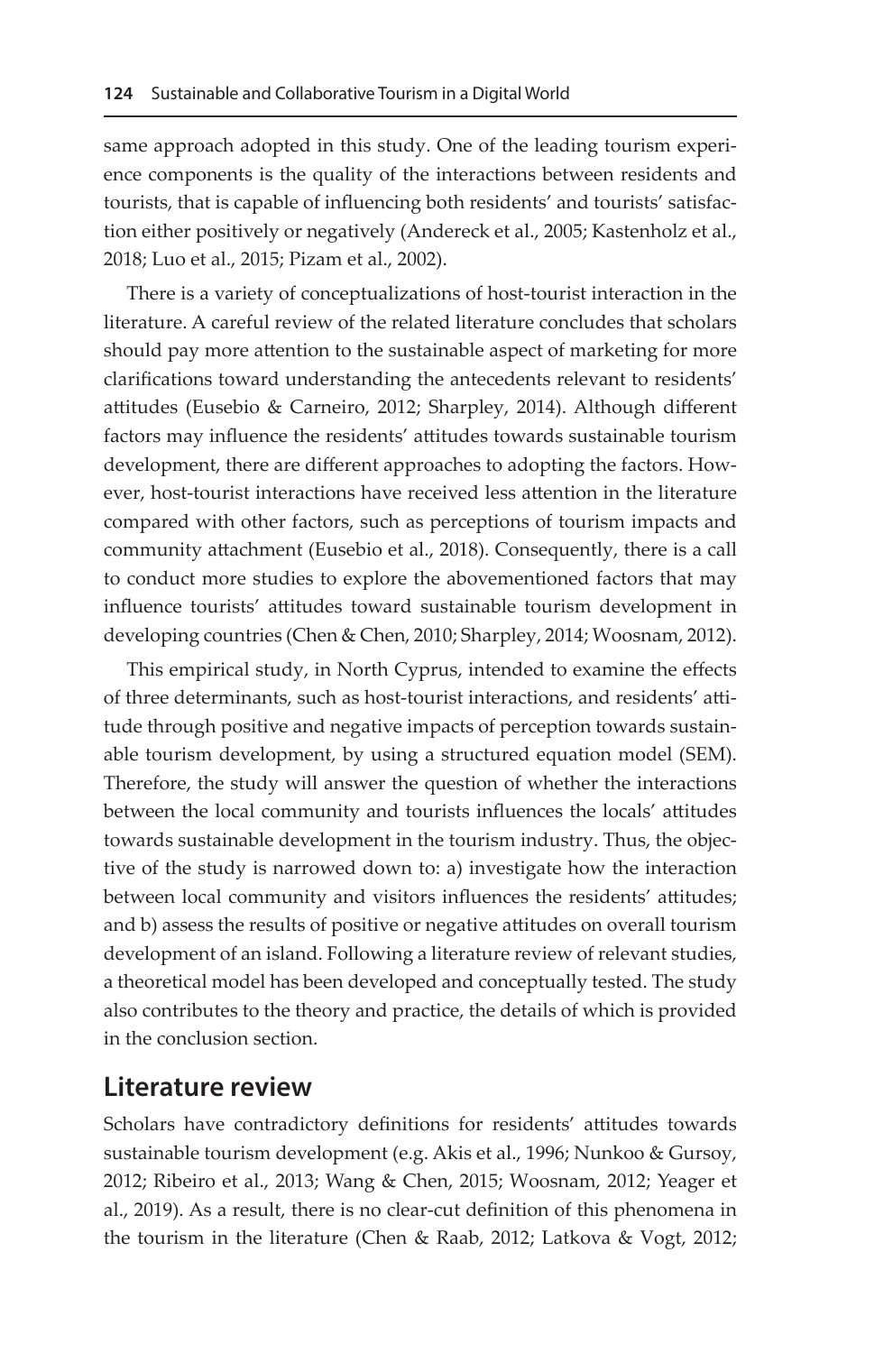same approach adopted in this study. One of the leading tourism experience components is the quality of the interactions between residents and tourists, that is capable of influencing both residents' and tourists' satisfaction either positively or negatively (Andereck et al., 2005; Kastenholz et al., 2018; Luo et al., 2015; Pizam et al., 2002).

There is a variety of conceptualizations of host-tourist interaction in the literature. A careful review of the related literature concludes that scholars should pay more attention to the sustainable aspect of marketing for more clarifications toward understanding the antecedents relevant to residents' attitudes (Eusebio & Carneiro, 2012; Sharpley, 2014). Although different factors may influence the residents' attitudes towards sustainable tourism development, there are different approaches to adopting the factors. However, host-tourist interactions have received less attention in the literature compared with other factors, such as perceptions of tourism impacts and community attachment (Eusebio et al., 2018). Consequently, there is a call to conduct more studies to explore the abovementioned factors that may influence tourists' attitudes toward sustainable tourism development in developing countries (Chen & Chen, 2010; Sharpley, 2014; Woosnam, 2012).

This empirical study, in North Cyprus, intended to examine the effects of three determinants, such as host-tourist interactions, and residents' attitude through positive and negative impacts of perception towards sustainable tourism development, by using a structured equation model (SEM). Therefore, the study will answer the question of whether the interactions between the local community and tourists influences the locals' attitudes towards sustainable development in the tourism industry. Thus, the objective of the study is narrowed down to: a) investigate how the interaction between local community and visitors influences the residents' attitudes; and b) assess the results of positive or negative attitudes on overall tourism development of an island. Following a literature review of relevant studies, a theoretical model has been developed and conceptually tested. The study also contributes to the theory and practice, the details of which is provided in the conclusion section.

## Literature review

Scholars have contradictory definitions for residents' attitudes towards sustainable tourism development (e.g. Akis et al., 1996; Nunkoo & Gursoy, 2012; Ribeiro et al., 2013; Wang & Chen, 2015; Woosnam, 2012; Yeager et al., 2019). As a result, there is no clear-cut definition of this phenomena in the tourism in the literature (Chen & Raab, 2012; Latkova & Vogt, 2012;